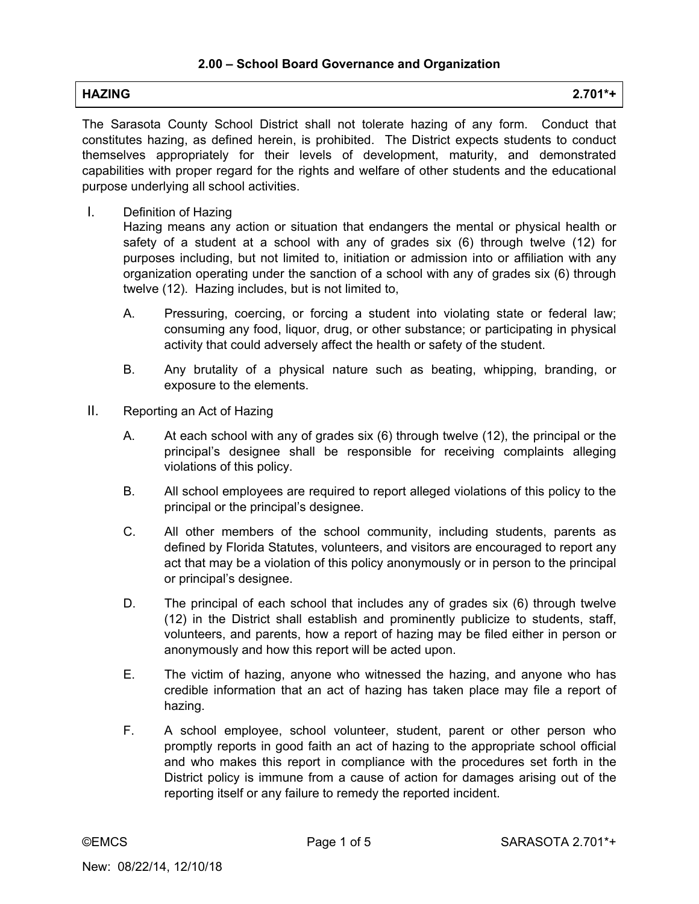## 2.00 – School Board Governance and Organization

**HAZING 2.701*+**

The Sarasota County School District shall not tolerate hazing of any form. Conduct that constitutes hazing, as defined herein, is prohibited. The District expects students to conduct themselves appropriately for their levels of development, maturity, and demonstrated capabilities with proper regard for the rights and welfare of other students and the educational purpose underlying all school activities.

I. Definition of Hazing

Hazing means any action or situation that endangers the mental or physical health or safety of a student at a school with any of grades six (6) through twelve (12) for purposes including, but not limited to, initiation or admission into or affiliation with any organization operating under the sanction of a school with any of grades six (6) through twelve (12). Hazing includes, but is not limited to,

A. Pressuring, coercing, or forcing a student into violating state or federal law; consuming any food, liquor, drug, or other substance; or participating in physical activity that could adversely affect the health or safety of the student.

B. Any brutality of a physical nature such as beating, whipping, branding, or exposure to the elements.

II. Reporting an Act of Hazing

A. At each school with any of grades six (6) through twelve (12), the principal or the principal's designee shall be responsible for receiving complaints alleging violations of this policy.

B. All school employees are required to report alleged violations of this policy to the principal or the principal's designee.

C. All other members of the school community, including students, parents as defined by Florida Statutes, volunteers, and visitors are encouraged to report any act that may be a violation of this policy anonymously or in person to the principal or principal's designee.

D. The principal of each school that includes any of grades six (6) through twelve (12) in the District shall establish and prominently publicize to students, staff, volunteers, and parents, how a report of hazing may be filed either in person or anonymously and how this report will be acted upon.

E. The victim of hazing, anyone who witnessed the hazing, and anyone who has credible information that an act of hazing has taken place may file a report of hazing.

F. A school employee, school volunteer, student, parent or other person who promptly reports in good faith an act of hazing to the appropriate school official and who makes this report in compliance with the procedures set forth in the District policy is immune from a cause of action for damages arising out of the reporting itself or any failure to remedy the reported incident.

New: 08/22/14, 12/10/18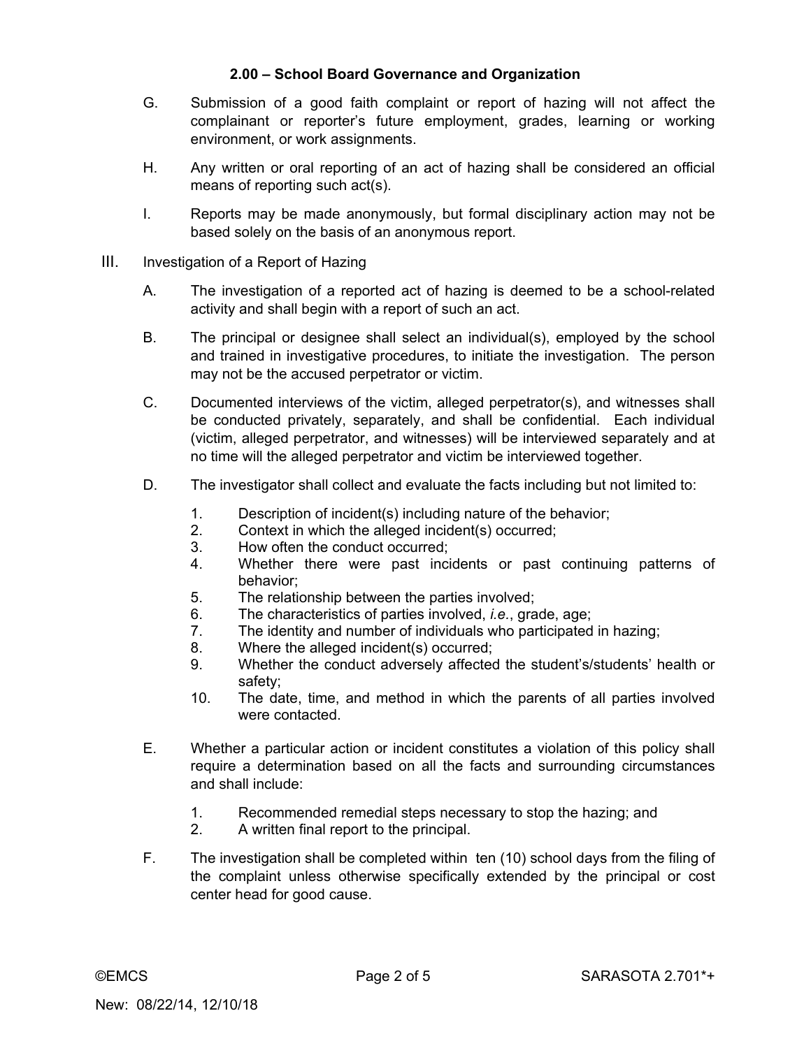G. Submission of a good faith complaint or report of hazing will not affect the complainant or reporter's future employment, grades, learning or working environment, or work assignments.

H. Any written or oral reporting of an act of hazing shall be considered an official means of reporting such act(s).

I. Reports may be made anonymously, but formal disciplinary action may not be based solely on the basis of an anonymous report.

III. Investigation of a Report of Hazing

A. The investigation of a reported act of hazing is deemed to be a school-related activity and shall begin with a report of such an act.

B. The principal or designee shall select an individual(s), employed by the school and trained in investigative procedures, to initiate the investigation. The person may not be the accused perpetrator or victim.

C. Documented interviews of the victim, alleged perpetrator(s), and witnesses shall be conducted privately, separately, and shall be confidential. Each individual (victim, alleged perpetrator, and witnesses) will be interviewed separately and at no time will the alleged perpetrator and victim be interviewed together.

D. The investigator shall collect and evaluate the facts including but not limited to:

1. Description of incident(s) including nature of the behavior;
2. Context in which the alleged incident(s) occurred;
3. How often the conduct occurred;
4. Whether there were past incidents or past continuing patterns of behavior;
5. The relationship between the parties involved;
6. The characteristics of parties involved, *i.e.*, grade, age;
7. The identity and number of individuals who participated in hazing;
8. Where the alleged incident(s) occurred;
9. Whether the conduct adversely affected the student's/students' health or safety;
10. The date, time, and method in which the parents of all parties involved were contacted.

E. Whether a particular action or incident constitutes a violation of this policy shall require a determination based on all the facts and surrounding circumstances and shall include:

1. Recommended remedial steps necessary to stop the hazing; and
2. A written final report to the principal.

F. The investigation shall be completed within ten (10) school days from the filing of the complaint unless otherwise specifically extended by the principal or cost center head for good cause.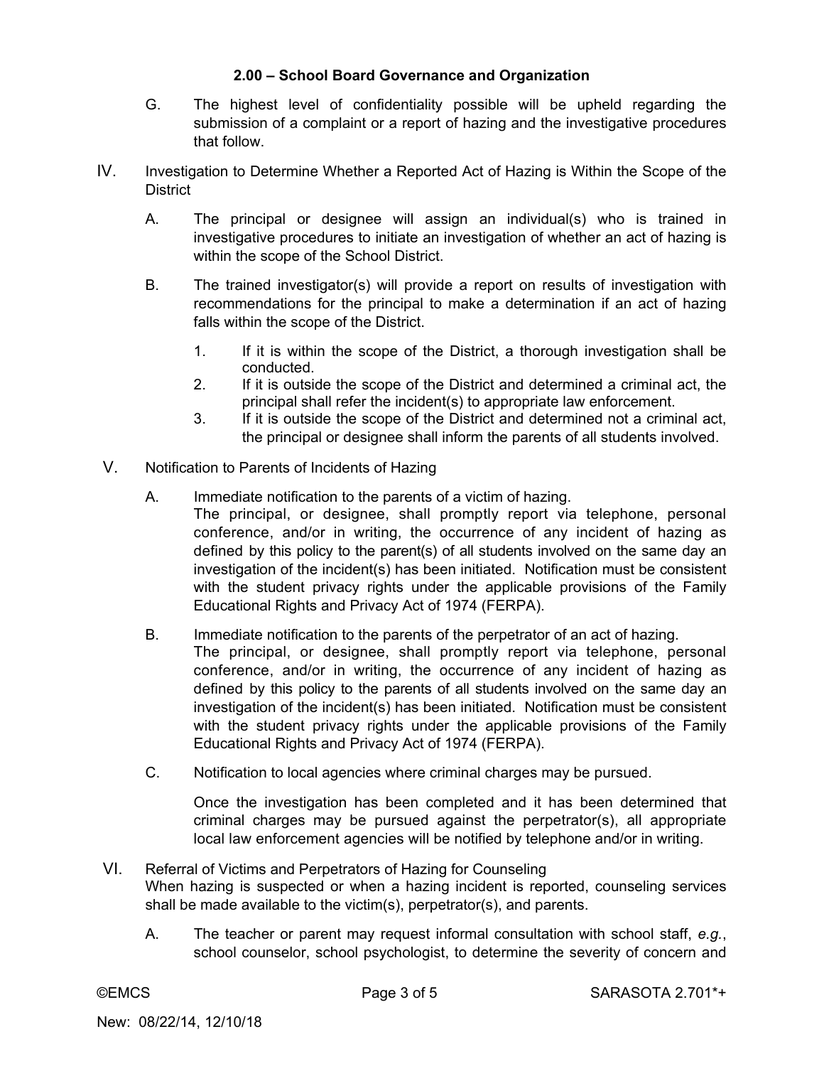G. The highest level of confidentiality possible will be upheld regarding the submission of a complaint or a report of hazing and the investigative procedures that follow.

IV. Investigation to Determine Whether a Reported Act of Hazing is Within the Scope of the District

A. The principal or designee will assign an individual(s) who is trained in investigative procedures to initiate an investigation of whether an act of hazing is within the scope of the School District.

B. The trained investigator(s) will provide a report on results of investigation with recommendations for the principal to make a determination if an act of hazing falls within the scope of the District.

1. If it is within the scope of the District, a thorough investigation shall be conducted.
2. If it is outside the scope of the District and determined a criminal act, the principal shall refer the incident(s) to appropriate law enforcement.
3. If it is outside the scope of the District and determined not a criminal act, the principal or designee shall inform the parents of all students involved.

V. Notification to Parents of Incidents of Hazing

A. Immediate notification to the parents of a victim of hazing.
The principal, or designee, shall promptly report via telephone, personal conference, and/or in writing, the occurrence of any incident of hazing as defined by this policy to the parent(s) of all students involved on the same day an investigation of the incident(s) has been initiated. Notification must be consistent with the student privacy rights under the applicable provisions of the Family Educational Rights and Privacy Act of 1974 (FERPA).

B. Immediate notification to the parents of the perpetrator of an act of hazing.
The principal, or designee, shall promptly report via telephone, personal conference, and/or in writing, the occurrence of any incident of hazing as defined by this policy to the parents of all students involved on the same day an investigation of the incident(s) has been initiated. Notification must be consistent with the student privacy rights under the applicable provisions of the Family Educational Rights and Privacy Act of 1974 (FERPA).

C. Notification to local agencies where criminal charges may be pursued.

Once the investigation has been completed and it has been determined that criminal charges may be pursued against the perpetrator(s), all appropriate local law enforcement agencies will be notified by telephone and/or in writing.

VI. Referral of Victims and Perpetrators of Hazing for Counseling
When hazing is suspected or when a hazing incident is reported, counseling services shall be made available to the victim(s), perpetrator(s), and parents.

A. The teacher or parent may request informal consultation with school staff, *e.g.*, school counselor, school psychologist, to determine the severity of concern and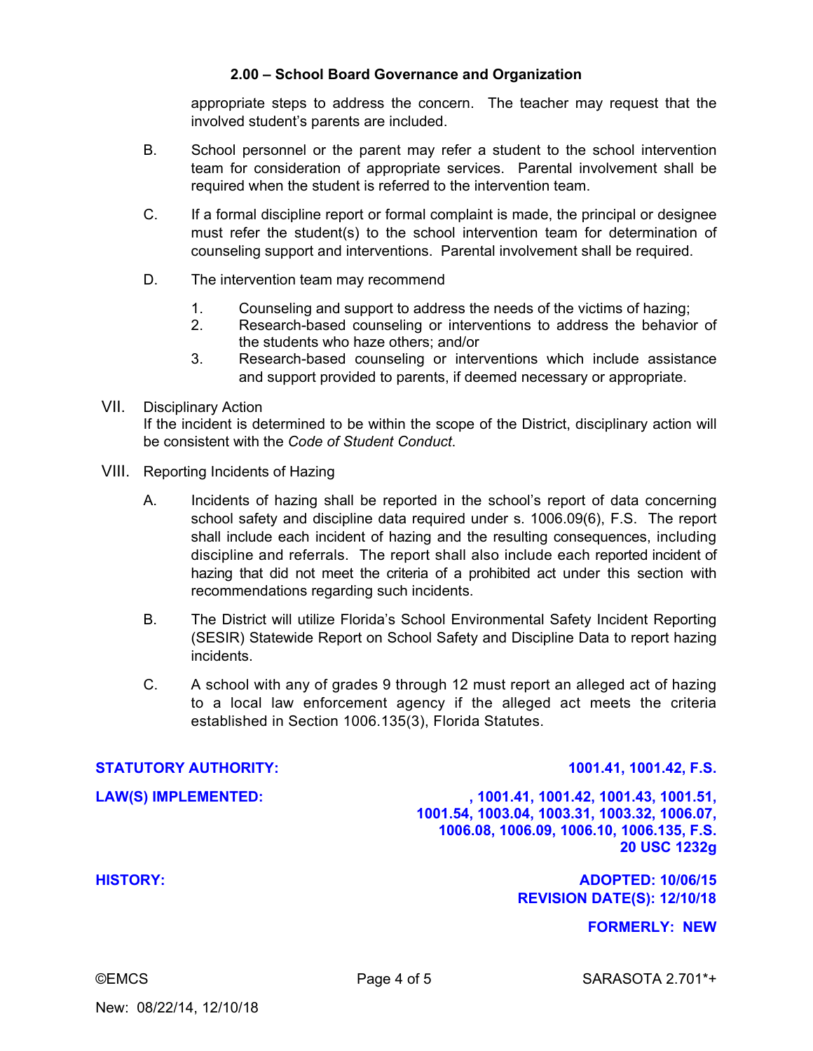appropriate steps to address the concern. The teacher may request that the involved student's parents are included.

B. School personnel or the parent may refer a student to the school intervention team for consideration of appropriate services. Parental involvement shall be required when the student is referred to the intervention team.

C. If a formal discipline report or formal complaint is made, the principal or designee must refer the student(s) to the school intervention team for determination of counseling support and interventions. Parental involvement shall be required.

D. The intervention team may recommend

1. Counseling and support to address the needs of the victims of hazing;
2. Research-based counseling or interventions to address the behavior of the students who haze others; and/or
3. Research-based counseling or interventions which include assistance and support provided to parents, if deemed necessary or appropriate.

VII. Disciplinary Action
If the incident is determined to be within the scope of the District, disciplinary action will be consistent with the *Code of Student Conduct*.

VIII. Reporting Incidents of Hazing

A. Incidents of hazing shall be reported in the school's report of data concerning school safety and discipline data required under s. 1006.09(6), F.S. The report shall include each incident of hazing and the resulting consequences, including discipline and referrals. The report shall also include each reported incident of hazing that did not meet the criteria of a prohibited act under this section with recommendations regarding such incidents.

B. The District will utilize Florida's School Environmental Safety Incident Reporting (SESIR) Statewide Report on School Safety and Discipline Data to report hazing incidents.

C. A school with any of grades 9 through 12 must report an alleged act of hazing to a local law enforcement agency if the alleged act meets the criteria established in Section 1006.135(3), Florida Statutes.

**STATUTORY AUTHORITY:** **1001.41, 1001.42, F.S.**

**LAW(S) IMPLEMENTED:** **, 1001.41, 1001.42, 1001.43, 1001.51, 1001.54, 1003.04, 1003.31, 1003.32, 1006.07, 1006.08, 1006.09, 1006.10, 1006.135, F.S. 20 USC 1232g**

**HISTORY:** **ADOPTED: 10/06/15**
**REVISION DATE(S): 12/10/18**

**FORMERLY: NEW**

©EMCS SARASOTA 2.701*+

New: 08/22/14, 12/10/18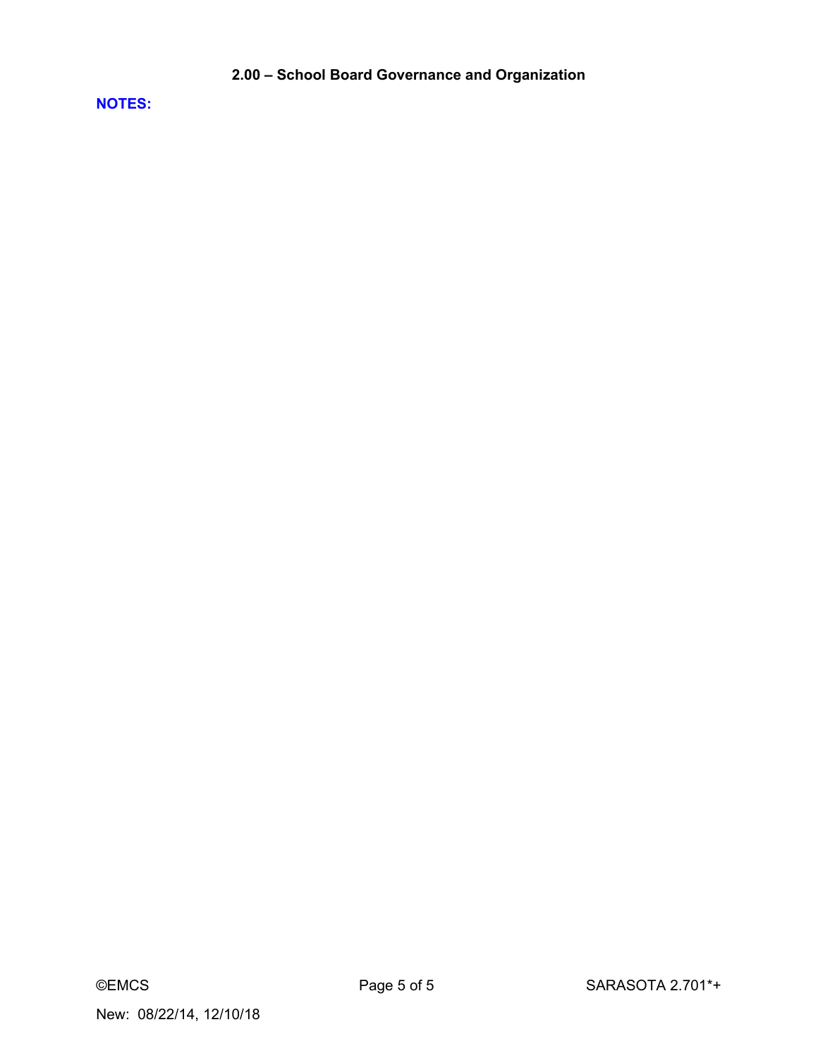**NOTES:**

New: 08/22/14, 12/10/18